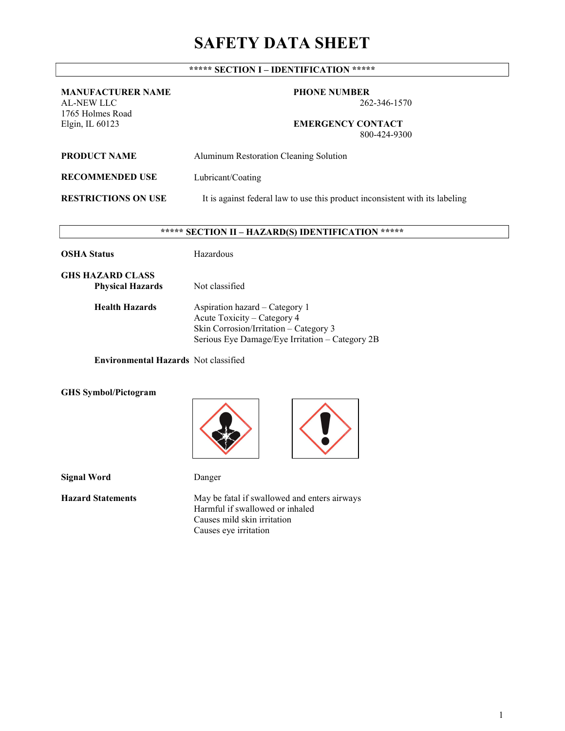# SAFETY DATA SHEET

## ***** SECTION I – IDENTIFICATION *****

**MANUFACTURER NAME**
AL-NEW LLC
1765 Holmes Road
Elgin, IL 60123

**PHONE NUMBER**
262-346-1570

**EMERGENCY CONTACT**
800-424-9300

**PRODUCT NAME** Aluminum Restoration Cleaning Solution

**RECOMMENDED USE** Lubricant/Coating

**RESTRICTIONS ON USE** It is against federal law to use this product inconsistent with its labeling

## ***** SECTION II – HAZARD(S) IDENTIFICATION *****

**OSHA Status** Hazardous

**GHS HAZARD CLASS**

**Physical Hazards** Not classified

**Health Hazards**
Aspiration hazard – Category 1
Acute Toxicity – Category 4
Skin Corrosion/Irritation – Category 3
Serious Eye Damage/Eye Irritation – Category 2B

**Environmental Hazards** Not classified

**GHS Symbol/Pictogram**

**Signal Word** Danger

**Hazard Statements**
May be fatal if swallowed and enters airways
Harmful if swallowed or inhaled
Causes mild skin irritation
Causes eye irritation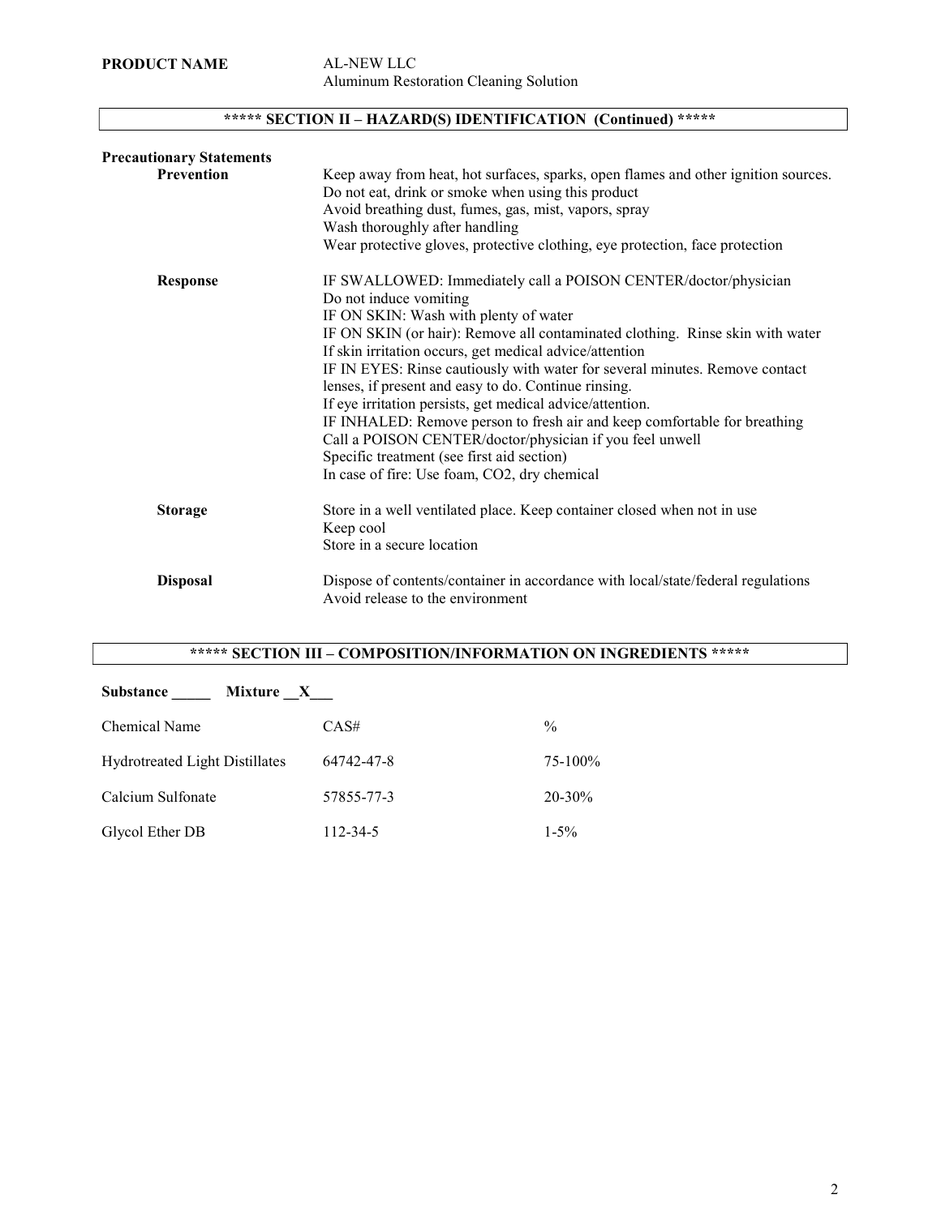**PRODUCT NAME** AL-NEW LLC
Aluminum Restoration Cleaning Solution

## ***** SECTION II – HAZARD(S) IDENTIFICATION (Continued) *****

**Precautionary Statements**

**Prevention**

Keep away from heat, hot surfaces, sparks, open flames and other ignition sources.
Do not eat, drink or smoke when using this product
Avoid breathing dust, fumes, gas, mist, vapors, spray
Wash thoroughly after handling
Wear protective gloves, protective clothing, eye protection, face protection

**Response**

IF SWALLOWED: Immediately call a POISON CENTER/doctor/physician
Do not induce vomiting
IF ON SKIN: Wash with plenty of water
IF ON SKIN (or hair): Remove all contaminated clothing. Rinse skin with water
If skin irritation occurs, get medical advice/attention
IF IN EYES: Rinse cautiously with water for several minutes. Remove contact lenses, if present and easy to do. Continue rinsing.
If eye irritation persists, get medical advice/attention.
IF INHALED: Remove person to fresh air and keep comfortable for breathing
Call a POISON CENTER/doctor/physician if you feel unwell
Specific treatment (see first aid section)
In case of fire: Use foam, CO2, dry chemical

**Storage**

Store in a well ventilated place. Keep container closed when not in use
Keep cool
Store in a secure location

**Disposal**

Dispose of contents/container in accordance with local/state/federal regulations
Avoid release to the environment

## ***** SECTION III – COMPOSITION/INFORMATION ON INGREDIENTS *****

**Substance \_\_\_\_\_ Mixture \_\_X\_\_\_**

| Chemical Name | CAS# | % |
| --- | --- | --- |
| Hydrotreated Light Distillates | 64742-47-8 | 75-100% |
| Calcium Sulfonate | 57855-77-3 | 20-30% |
| Glycol Ether DB | 112-34-5 | 1-5% |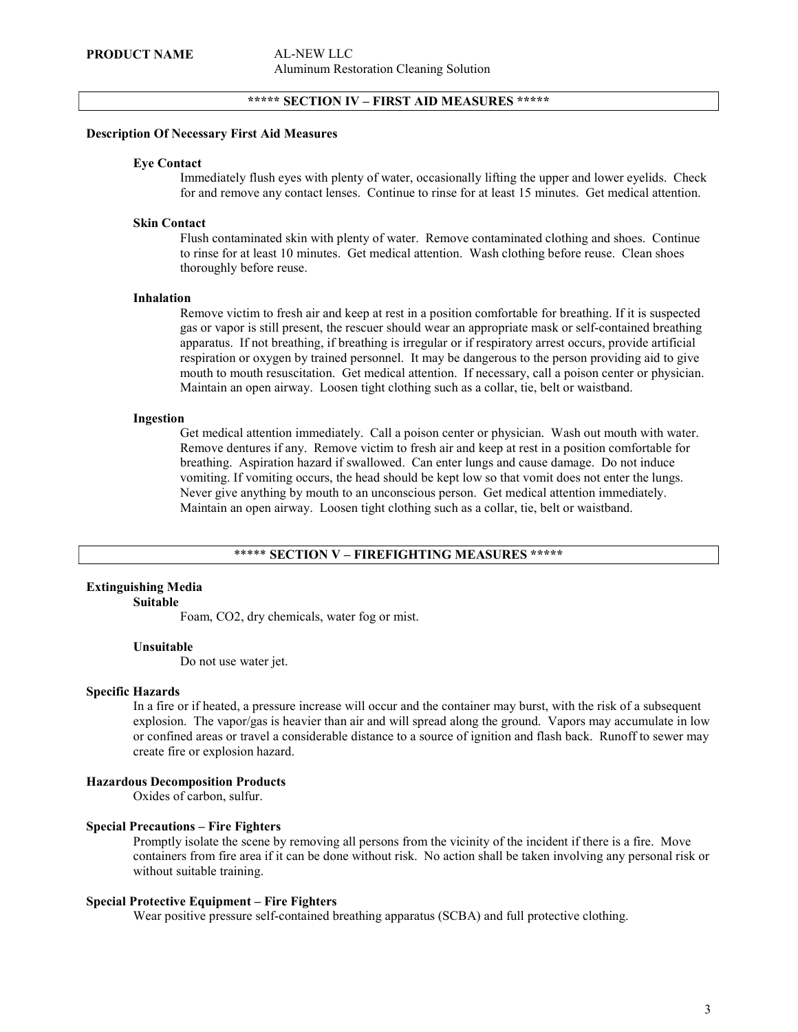**PRODUCT NAME** AL-NEW LLC
Aluminum Restoration Cleaning Solution

## ***** SECTION IV – FIRST AID MEASURES *****

**Description Of Necessary First Aid Measures**

**Eye Contact**

Immediately flush eyes with plenty of water, occasionally lifting the upper and lower eyelids. Check for and remove any contact lenses. Continue to rinse for at least 15 minutes. Get medical attention.

**Skin Contact**

Flush contaminated skin with plenty of water. Remove contaminated clothing and shoes. Continue to rinse for at least 10 minutes. Get medical attention. Wash clothing before reuse. Clean shoes thoroughly before reuse.

**Inhalation**

Remove victim to fresh air and keep at rest in a position comfortable for breathing. If it is suspected gas or vapor is still present, the rescuer should wear an appropriate mask or self-contained breathing apparatus. If not breathing, if breathing is irregular or if respiratory arrest occurs, provide artificial respiration or oxygen by trained personnel. It may be dangerous to the person providing aid to give mouth to mouth resuscitation. Get medical attention. If necessary, call a poison center or physician. Maintain an open airway. Loosen tight clothing such as a collar, tie, belt or waistband.

**Ingestion**

Get medical attention immediately. Call a poison center or physician. Wash out mouth with water. Remove dentures if any. Remove victim to fresh air and keep at rest in a position comfortable for breathing. Aspiration hazard if swallowed. Can enter lungs and cause damage. Do not induce vomiting. If vomiting occurs, the head should be kept low so that vomit does not enter the lungs. Never give anything by mouth to an unconscious person. Get medical attention immediately. Maintain an open airway. Loosen tight clothing such as a collar, tie, belt or waistband.

## ***** SECTION V – FIREFIGHTING MEASURES *****

**Extinguishing Media**

**Suitable**

Foam, $CO_2$, dry chemicals, water fog or mist.

**Unsuitable**

Do not use water jet.

**Specific Hazards**

In a fire or if heated, a pressure increase will occur and the container may burst, with the risk of a subsequent explosion. The vapor/gas is heavier than air and will spread along the ground. Vapors may accumulate in low or confined areas or travel a considerable distance to a source of ignition and flash back. Runoff to sewer may create fire or explosion hazard.

**Hazardous Decomposition Products**

Oxides of carbon, sulfur.

**Special Precautions – Fire Fighters**

Promptly isolate the scene by removing all persons from the vicinity of the incident if there is a fire. Move containers from fire area if it can be done without risk. No action shall be taken involving any personal risk or without suitable training.

**Special Protective Equipment – Fire Fighters**

Wear positive pressure self-contained breathing apparatus (SCBA) and full protective clothing.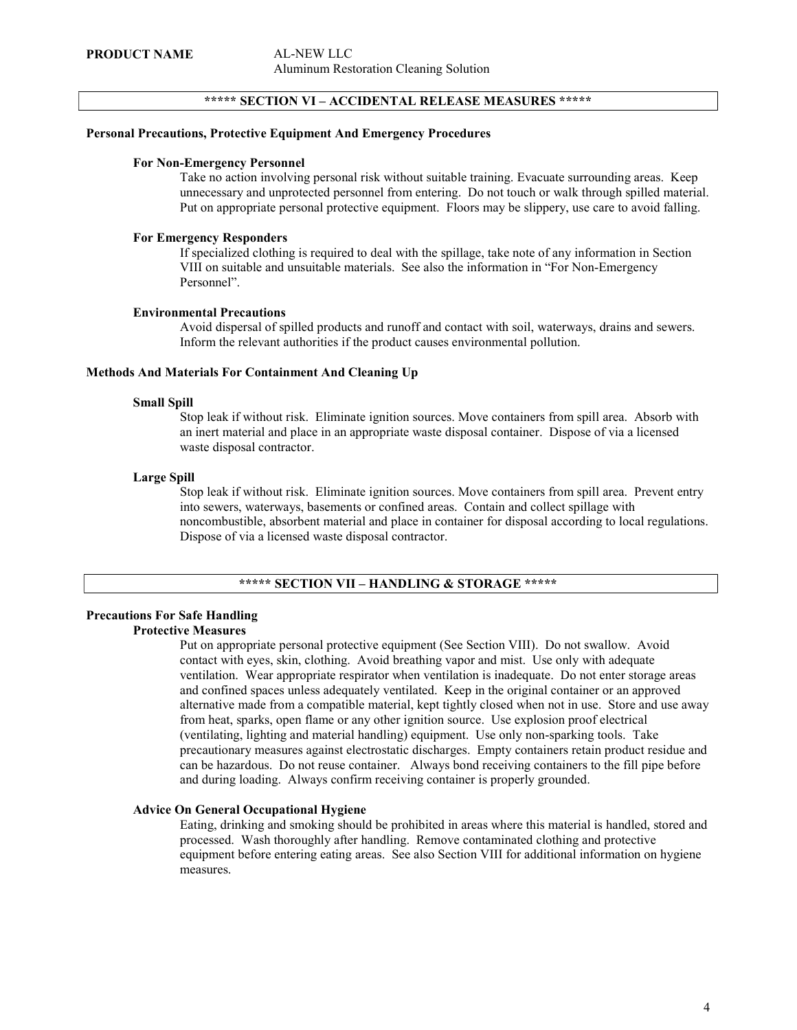**PRODUCT NAME** AL-NEW LLC
Aluminum Restoration Cleaning Solution

## ***** SECTION VI – ACCIDENTAL RELEASE MEASURES *****

### Personal Precautions, Protective Equipment And Emergency Procedures

#### For Non-Emergency Personnel

Take no action involving personal risk without suitable training. Evacuate surrounding areas. Keep unnecessary and unprotected personnel from entering. Do not touch or walk through spilled material. Put on appropriate personal protective equipment. Floors may be slippery, use care to avoid falling.

#### For Emergency Responders

If specialized clothing is required to deal with the spillage, take note of any information in Section VIII on suitable and unsuitable materials. See also the information in "For Non-Emergency Personnel".

#### Environmental Precautions

Avoid dispersal of spilled products and runoff and contact with soil, waterways, drains and sewers. Inform the relevant authorities if the product causes environmental pollution.

### Methods And Materials For Containment And Cleaning Up

#### Small Spill

Stop leak if without risk. Eliminate ignition sources. Move containers from spill area. Absorb with an inert material and place in an appropriate waste disposal container. Dispose of via a licensed waste disposal contractor.

#### Large Spill

Stop leak if without risk. Eliminate ignition sources. Move containers from spill area. Prevent entry into sewers, waterways, basements or confined areas. Contain and collect spillage with noncombustible, absorbent material and place in container for disposal according to local regulations. Dispose of via a licensed waste disposal contractor.

## ***** SECTION VII – HANDLING & STORAGE *****

### Precautions For Safe Handling

#### Protective Measures

Put on appropriate personal protective equipment (See Section VIII). Do not swallow. Avoid contact with eyes, skin, clothing. Avoid breathing vapor and mist. Use only with adequate ventilation. Wear appropriate respirator when ventilation is inadequate. Do not enter storage areas and confined spaces unless adequately ventilated. Keep in the original container or an approved alternative made from a compatible material, kept tightly closed when not in use. Store and use away from heat, sparks, open flame or any other ignition source. Use explosion proof electrical (ventilating, lighting and material handling) equipment. Use only non-sparking tools. Take precautionary measures against electrostatic discharges. Empty containers retain product residue and can be hazardous. Do not reuse container. Always bond receiving containers to the fill pipe before and during loading. Always confirm receiving container is properly grounded.

#### Advice On General Occupational Hygiene

Eating, drinking and smoking should be prohibited in areas where this material is handled, stored and processed. Wash thoroughly after handling. Remove contaminated clothing and protective equipment before entering eating areas. See also Section VIII for additional information on hygiene measures.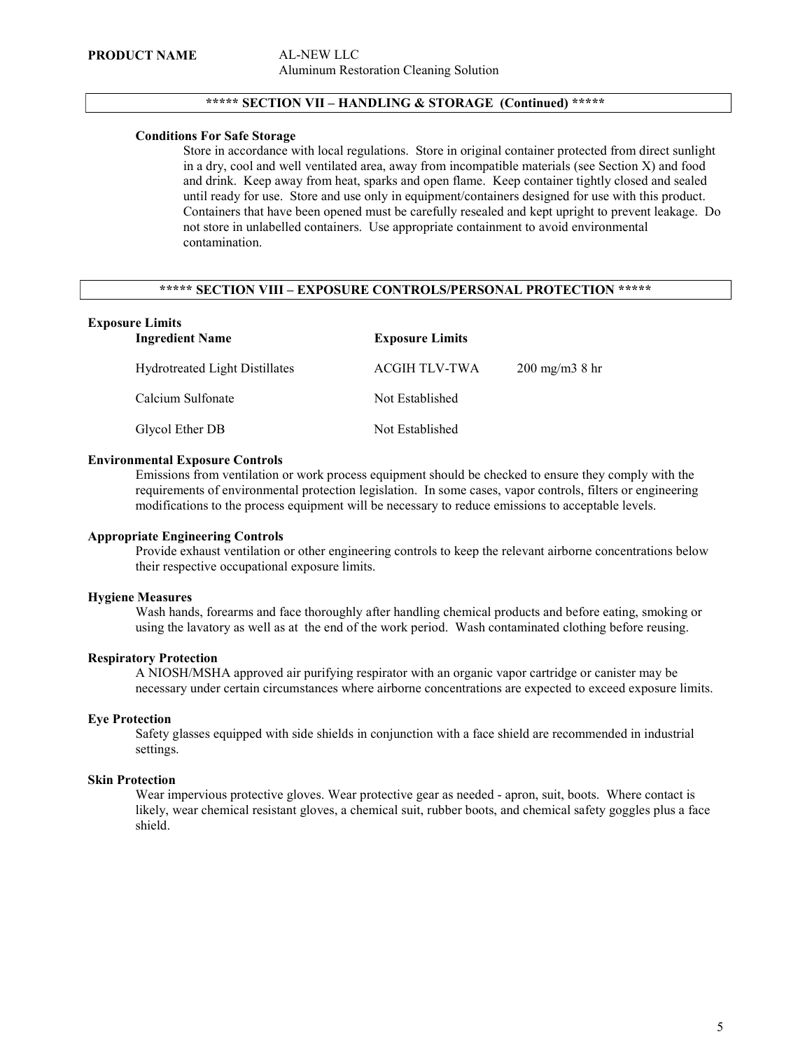**PRODUCT NAME** AL-NEW LLC
Aluminum Restoration Cleaning Solution

## ***** SECTION VII – HANDLING & STORAGE (Continued) *****

**Conditions For Safe Storage**

Store in accordance with local regulations. Store in original container protected from direct sunlight in a dry, cool and well ventilated area, away from incompatible materials (see Section X) and food and drink. Keep away from heat, sparks and open flame. Keep container tightly closed and sealed until ready for use. Store and use only in equipment/containers designed for use with this product. Containers that have been opened must be carefully resealed and kept upright to prevent leakage. Do not store in unlabelled containers. Use appropriate containment to avoid environmental contamination.

## ***** SECTION VIII – EXPOSURE CONTROLS/PERSONAL PROTECTION *****

**Exposure Limits**

| Ingredient Name | Exposure Limits | |
|---|---|---|
| Hydrotreated Light Distillates | ACGIH TLV-TWA | 200 mg/m3 8 hr |
| Calcium Sulfonate | Not Established | |
| Glycol Ether DB | Not Established | |

**Environmental Exposure Controls**

Emissions from ventilation or work process equipment should be checked to ensure they comply with the requirements of environmental protection legislation. In some cases, vapor controls, filters or engineering modifications to the process equipment will be necessary to reduce emissions to acceptable levels.

**Appropriate Engineering Controls**

Provide exhaust ventilation or other engineering controls to keep the relevant airborne concentrations below their respective occupational exposure limits.

**Hygiene Measures**

Wash hands, forearms and face thoroughly after handling chemical products and before eating, smoking or using the lavatory as well as at the end of the work period. Wash contaminated clothing before reusing.

**Respiratory Protection**

A NIOSH/MSHA approved air purifying respirator with an organic vapor cartridge or canister may be necessary under certain circumstances where airborne concentrations are expected to exceed exposure limits.

**Eye Protection**

Safety glasses equipped with side shields in conjunction with a face shield are recommended in industrial settings.

**Skin Protection**

Wear impervious protective gloves. Wear protective gear as needed - apron, suit, boots. Where contact is likely, wear chemical resistant gloves, a chemical suit, rubber boots, and chemical safety goggles plus a face shield.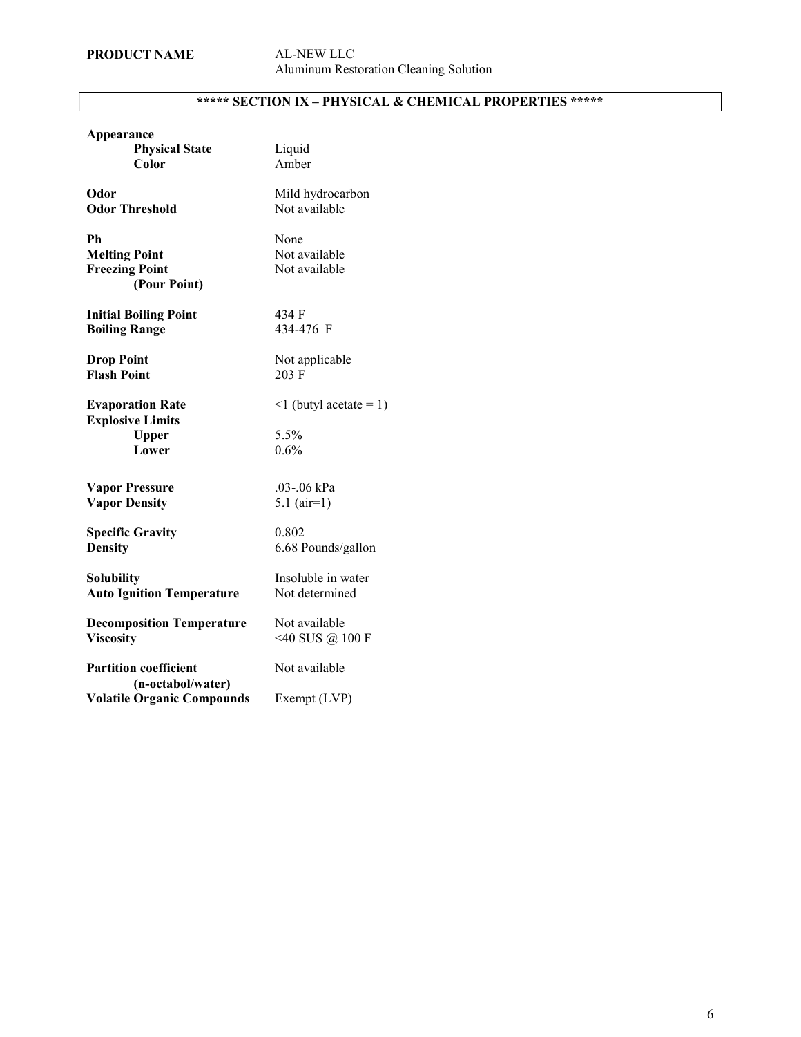**PRODUCT NAME** AL-NEW LLC
Aluminum Restoration Cleaning Solution

## ***** SECTION IX – PHYSICAL & CHEMICAL PROPERTIES *****

| | |
|---|---|
| **Appearance** | |
| **Physical State** | Liquid |
| **Color** | Amber |
| **Odor** | Mild hydrocarbon |
| **Odor Threshold** | Not available |
| **Ph** | None |
| **Melting Point** | Not available |
| **Freezing Point (Pour Point)** | Not available |
| **Initial Boiling Point** | 434 F |
| **Boiling Range** | 434-476 F |
| **Drop Point** | Not applicable |
| **Flash Point** | 203 F |
| **Evaporation Rate** | <1 (butyl acetate = 1) |
| **Explosive Limits** | |
| **Upper** | 5.5% |
| **Lower** | 0.6% |
| **Vapor Pressure** | .03-.06 kPa |
| **Vapor Density** | 5.1 (air=1) |
| **Specific Gravity** | 0.802 |
| **Density** | 6.68 Pounds/gallon |
| **Solubility** | Insoluble in water |
| **Auto Ignition Temperature** | Not determined |
| **Decomposition Temperature** | Not available |
| **Viscosity** | <40 SUS @ 100 F |
| **Partition coefficient (n-octabol/water)** | Not available |
| **Volatile Organic Compounds** | Exempt (LVP) |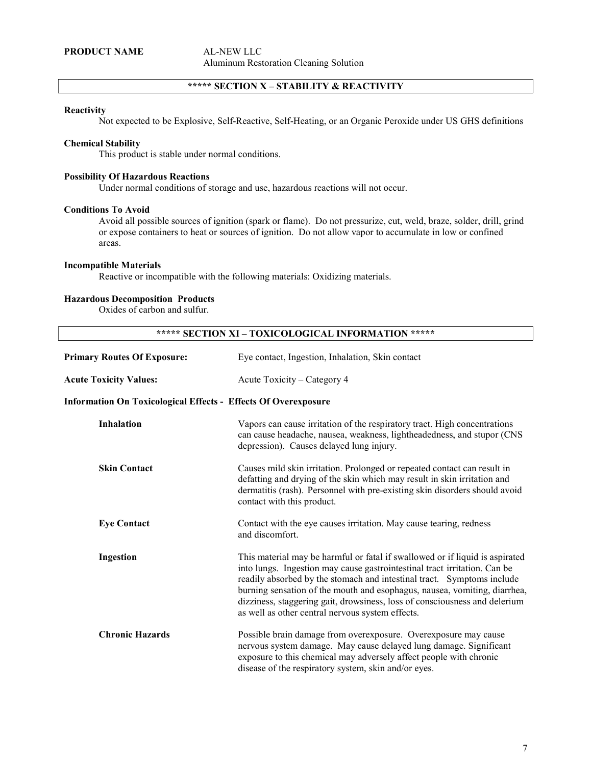**PRODUCT NAME** AL-NEW LLC
Aluminum Restoration Cleaning Solution

## ***** SECTION X – STABILITY & REACTIVITY

**Reactivity**

Not expected to be Explosive, Self-Reactive, Self-Heating, or an Organic Peroxide under US GHS definitions

**Chemical Stability**

This product is stable under normal conditions.

**Possibility Of Hazardous Reactions**

Under normal conditions of storage and use, hazardous reactions will not occur.

**Conditions To Avoid**

Avoid all possible sources of ignition (spark or flame). Do not pressurize, cut, weld, braze, solder, drill, grind or expose containers to heat or sources of ignition. Do not allow vapor to accumulate in low or confined areas.

**Incompatible Materials**

Reactive or incompatible with the following materials: Oxidizing materials.

**Hazardous Decomposition Products**

Oxides of carbon and sulfur.

## ***** SECTION XI – TOXICOLOGICAL INFORMATION *****

**Primary Routes Of Exposure:** Eye contact, Ingestion, Inhalation, Skin contact

**Acute Toxicity Values:** Acute Toxicity – Category 4

**Information On Toxicological Effects - Effects Of Overexposure**

**Inhalation**
Vapors can cause irritation of the respiratory tract. High concentrations can cause headache, nausea, weakness, lightheadedness, and stupor (CNS depression). Causes delayed lung injury.

**Skin Contact**
Causes mild skin irritation. Prolonged or repeated contact can result in defatting and drying of the skin which may result in skin irritation and dermatitis (rash). Personnel with pre-existing skin disorders should avoid contact with this product.

**Eye Contact**
Contact with the eye causes irritation. May cause tearing, redness and discomfort.

**Ingestion**
This material may be harmful or fatal if swallowed or if liquid is aspirated into lungs. Ingestion may cause gastrointestinal tract irritation. Can be readily absorbed by the stomach and intestinal tract. Symptoms include burning sensation of the mouth and esophagus, nausea, vomiting, diarrhea, dizziness, staggering gait, drowsiness, loss of consciousness and delerium as well as other central nervous system effects.

**Chronic Hazards**
Possible brain damage from overexposure. Overexposure may cause nervous system damage. May cause delayed lung damage. Significant exposure to this chemical may adversely affect people with chronic disease of the respiratory system, skin and/or eyes.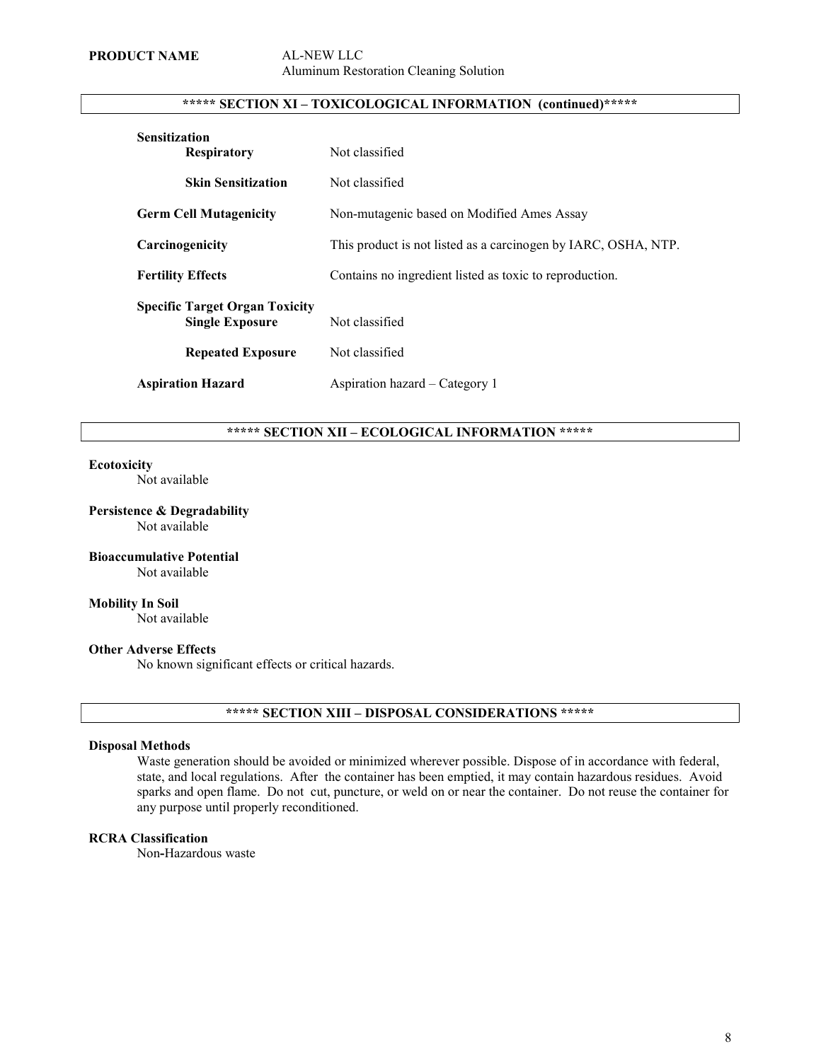**PRODUCT NAME** AL-NEW LLC
Aluminum Restoration Cleaning Solution

## ***** SECTION XI – TOXICOLOGICAL INFORMATION (continued)*****

| | |
|---|---|
| **Sensitization** | |
| **Respiratory** | Not classified |
| **Skin Sensitization** | Not classified |
| **Germ Cell Mutagenicity** | Non-mutagenic based on Modified Ames Assay |
| **Carcinogenicity** | This product is not listed as a carcinogen by IARC, OSHA, NTP. |
| **Fertility Effects** | Contains no ingredient listed as toxic to reproduction. |
| **Specific Target Organ Toxicity** | |
| **Single Exposure** | Not classified |
| **Repeated Exposure** | Not classified |
| **Aspiration Hazard** | Aspiration hazard – Category 1 |

## ***** SECTION XII – ECOLOGICAL INFORMATION *****

**Ecotoxicity**
Not available

**Persistence & Degradability**
Not available

**Bioaccumulative Potential**
Not available

**Mobility In Soil**
Not available

**Other Adverse Effects**
No known significant effects or critical hazards.

## ***** SECTION XIII – DISPOSAL CONSIDERATIONS *****

**Disposal Methods**

Waste generation should be avoided or minimized wherever possible. Dispose of in accordance with federal, state, and local regulations. After the container has been emptied, it may contain hazardous residues. Avoid sparks and open flame. Do not cut, puncture, or weld on or near the container. Do not reuse the container for any purpose until properly reconditioned.

**RCRA Classification**
Non-Hazardous waste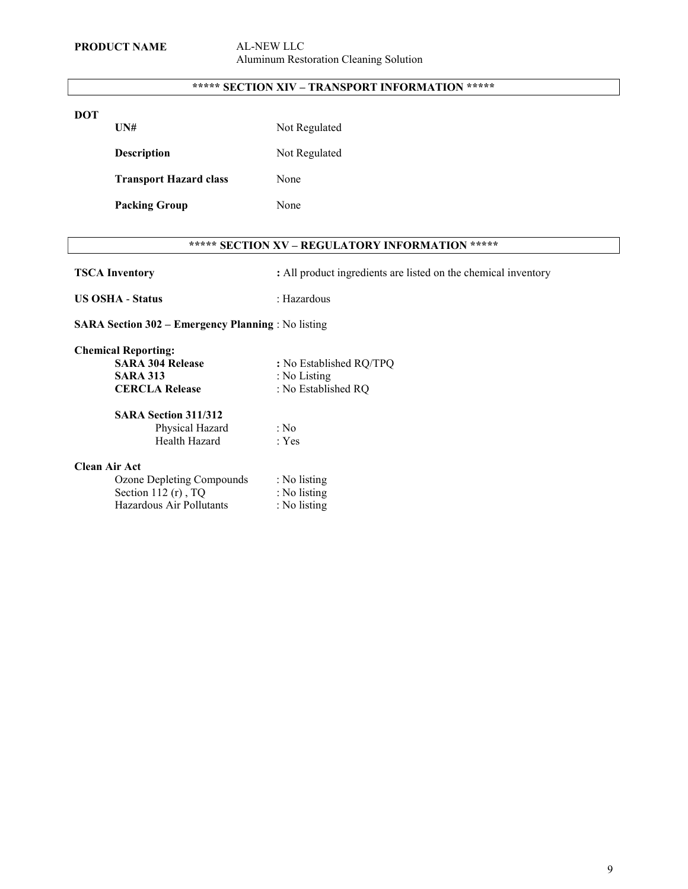**PRODUCT NAME** AL-NEW LLC
Aluminum Restoration Cleaning Solution

## ***** SECTION XIV – TRANSPORT INFORMATION *****

**DOT**

| | |
|---|---|
| **UN#** | Not Regulated |
| **Description** | Not Regulated |
| **Transport Hazard class** | None |
| **Packing Group** | None |

## ***** SECTION XV – REGULATORY INFORMATION *****

**TSCA Inventory** **:** All product ingredients are listed on the chemical inventory

**US OSHA - Status** : Hazardous

**SARA Section 302 – Emergency Planning** : No listing

**Chemical Reporting:**

| | |
|---|---|
| **SARA 304 Release** | **:** No Established RQ/TPQ |
| **SARA 313** | : No Listing |
| **CERCLA Release** | : No Established RQ |

**SARA Section 311/312**

| | |
|---|---|
| Physical Hazard | : No |
| Health Hazard | : Yes |

**Clean Air Act**

| | |
|---|---|
| Ozone Depleting Compounds | : No listing |
| Section 112 (r) , TQ | : No listing |
| Hazardous Air Pollutants | : No listing |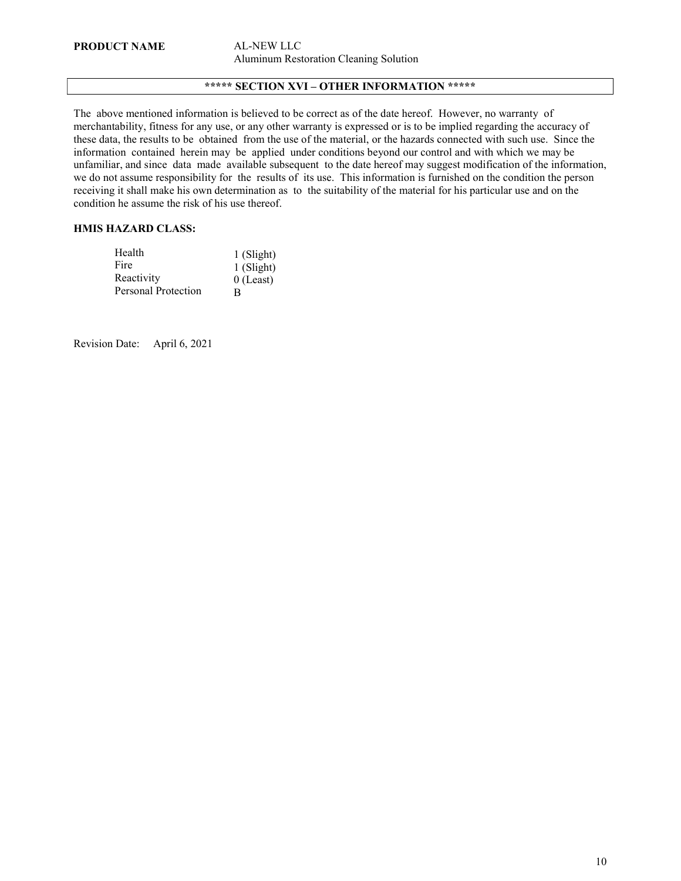**PRODUCT NAME** AL-NEW LLC
Aluminum Restoration Cleaning Solution

## ***** SECTION XVI – OTHER INFORMATION *****

The above mentioned information is believed to be correct as of the date hereof. However, no warranty of merchantability, fitness for any use, or any other warranty is expressed or is to be implied regarding the accuracy of these data, the results to be obtained from the use of the material, or the hazards connected with such use. Since the information contained herein may be applied under conditions beyond our control and with which we may be unfamiliar, and since data made available subsequent to the date hereof may suggest modification of the information, we do not assume responsibility for the results of its use. This information is furnished on the condition the person receiving it shall make his own determination as to the suitability of the material for his particular use and on the condition he assume the risk of his use thereof.

**HMIS HAZARD CLASS:**

| | |
|---|---|
| Health | 1 (Slight) |
| Fire | 1 (Slight) |
| Reactivity | 0 (Least) |
| Personal Protection | B |

Revision Date: April 6, 2021